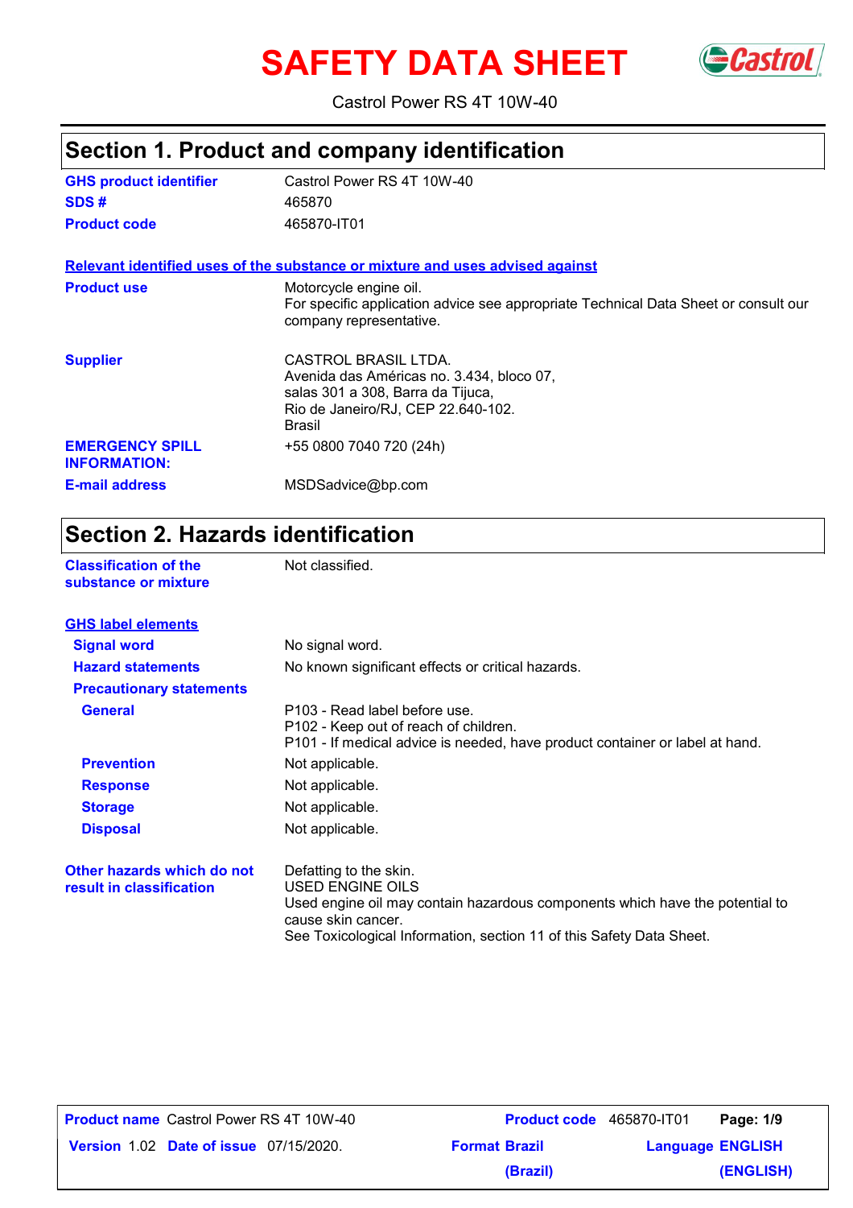# SAFETY DATA SHEET

Castrol Power RS 4T 10W-40

## Section 1. Product and company identification

| | |
|---|---|
| **GHS product identifier** | Castrol Power RS 4T 10W-40 |
| **SDS #** | 465870 |
| **Product code** | 465870-IT01 |

**Relevant identified uses of the substance or mixture and uses advised against**

| | |
|---|---|
| **Product use** | Motorcycle engine oil.<br>For specific application advice see appropriate Technical Data Sheet or consult our company representative. |
| **Supplier** | CASTROL BRASIL LTDA.<br>Avenida das Américas no. 3.434, bloco 07,<br>salas 301 a 308, Barra da Tijuca,<br>Rio de Janeiro/RJ, CEP 22.640-102.<br>Brasil |
| **EMERGENCY SPILL INFORMATION:** | +55 0800 7040 720 (24h) |
| **E-mail address** | MSDSadvice@bp.com |

## Section 2. Hazards identification

| | |
|---|---|
| **Classification of the substance or mixture** | Not classified. |

**GHS label elements**

| | |
|---|---|
| **Signal word** | No signal word. |
| **Hazard statements** | No known significant effects or critical hazards. |
| **Precautionary statements** | |
| **General** | P103 - Read label before use.<br>P102 - Keep out of reach of children.<br>P101 - If medical advice is needed, have product container or label at hand. |
| **Prevention** | Not applicable. |
| **Response** | Not applicable. |
| **Storage** | Not applicable. |
| **Disposal** | Not applicable. |
| **Other hazards which do not result in classification** | Defatting to the skin.<br>USED ENGINE OILS<br>Used engine oil may contain hazardous components which have the potential to cause skin cancer.<br>See Toxicological Information, section 11 of this Safety Data Sheet. |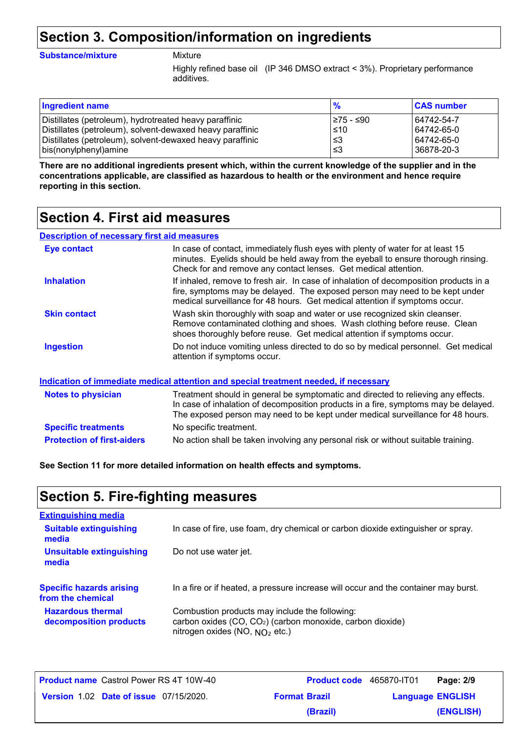# Section 3. Composition/information on ingredients

**Substance/mixture** Mixture

Highly refined base oil (IP 346 DMSO extract < 3%). Proprietary performance additives.

| Ingredient name | % | CAS number |
|---|---|---|
| Distillates (petroleum), hydrotreated heavy paraffinic | ≥75 - ≤90 | 64742-54-7 |
| Distillates (petroleum), solvent-dewaxed heavy paraffinic | ≤10 | 64742-65-0 |
| Distillates (petroleum), solvent-dewaxed heavy paraffinic | ≤3 | 64742-65-0 |
| bis(nonylphenyl)amine | ≤3 | 36878-20-3 |

**There are no additional ingredients present which, within the current knowledge of the supplier and in the concentrations applicable, are classified as hazardous to health or the environment and hence require reporting in this section.**

# Section 4. First aid measures

## Description of necessary first aid measures

**Eye contact** In case of contact, immediately flush eyes with plenty of water for at least 15 minutes. Eyelids should be held away from the eyeball to ensure thorough rinsing. Check for and remove any contact lenses. Get medical attention.

**Inhalation** If inhaled, remove to fresh air. In case of inhalation of decomposition products in a fire, symptoms may be delayed. The exposed person may need to be kept under medical surveillance for 48 hours. Get medical attention if symptoms occur.

**Skin contact** Wash skin thoroughly with soap and water or use recognized skin cleanser. Remove contaminated clothing and shoes. Wash clothing before reuse. Clean shoes thoroughly before reuse. Get medical attention if symptoms occur.

**Ingestion** Do not induce vomiting unless directed to do so by medical personnel. Get medical attention if symptoms occur.

## Indication of immediate medical attention and special treatment needed, if necessary

**Notes to physician** Treatment should in general be symptomatic and directed to relieving any effects. In case of inhalation of decomposition products in a fire, symptoms may be delayed. The exposed person may need to be kept under medical surveillance for 48 hours.

**Specific treatments** No specific treatment.

**Protection of first-aiders** No action shall be taken involving any personal risk or without suitable training.

**See Section 11 for more detailed information on health effects and symptoms.**

# Section 5. Fire-fighting measures

## Extinguishing media

**Suitable extinguishing media** In case of fire, use foam, dry chemical or carbon dioxide extinguisher or spray.

**Unsuitable extinguishing media** Do not use water jet.

**Specific hazards arising from the chemical** In a fire or if heated, a pressure increase will occur and the container may burst.

**Hazardous thermal decomposition products** Combustion products may include the following:
carbon oxides ($CO$, $CO_2$) (carbon monoxide, carbon dioxide)
nitrogen oxides ($NO$, $NO_2$ etc.)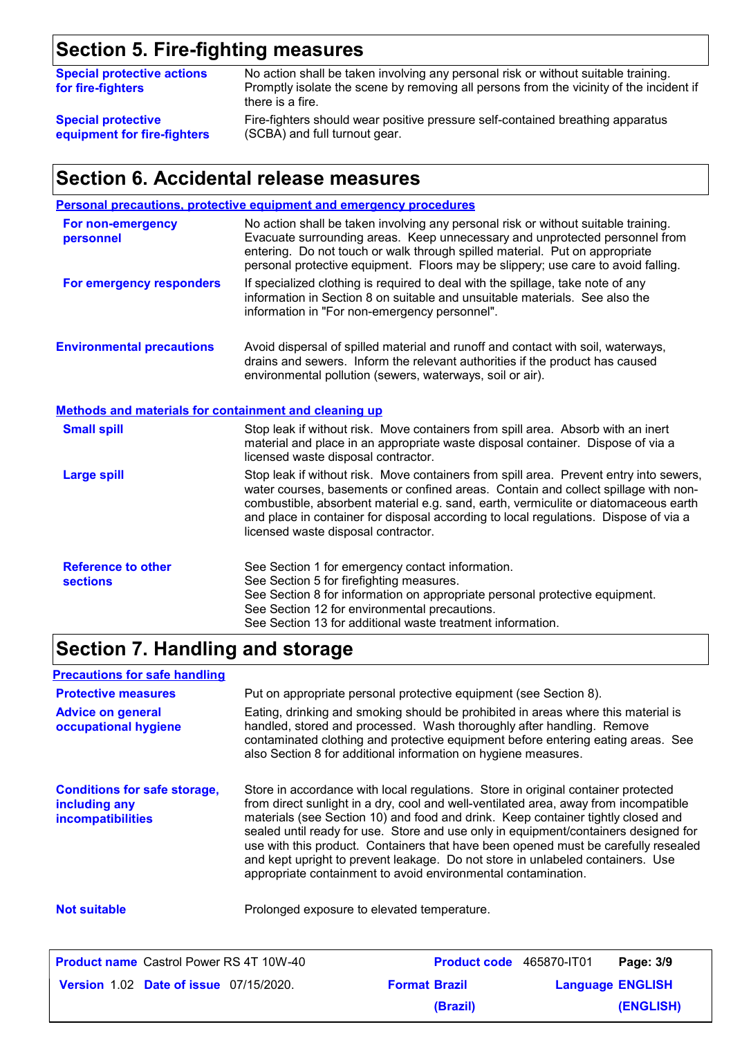## Section 5. Fire-fighting measures

**Special protective actions for fire-fighters**

No action shall be taken involving any personal risk or without suitable training. Promptly isolate the scene by removing all persons from the vicinity of the incident if there is a fire.

**Special protective equipment for fire-fighters**

Fire-fighters should wear positive pressure self-contained breathing apparatus (SCBA) and full turnout gear.

## Section 6. Accidental release measures

### Personal precautions, protective equipment and emergency procedures

**For non-emergency personnel**

No action shall be taken involving any personal risk or without suitable training. Evacuate surrounding areas. Keep unnecessary and unprotected personnel from entering. Do not touch or walk through spilled material. Put on appropriate personal protective equipment. Floors may be slippery; use care to avoid falling.

**For emergency responders**

If specialized clothing is required to deal with the spillage, take note of any information in Section 8 on suitable and unsuitable materials. See also the information in "For non-emergency personnel".

**Environmental precautions**

Avoid dispersal of spilled material and runoff and contact with soil, waterways, drains and sewers. Inform the relevant authorities if the product has caused environmental pollution (sewers, waterways, soil or air).

### Methods and materials for containment and cleaning up

**Small spill**

Stop leak if without risk. Move containers from spill area. Absorb with an inert material and place in an appropriate waste disposal container. Dispose of via a licensed waste disposal contractor.

**Large spill**

Stop leak if without risk. Move containers from spill area. Prevent entry into sewers, water courses, basements or confined areas. Contain and collect spillage with non-combustible, absorbent material e.g. sand, earth, vermiculite or diatomaceous earth and place in container for disposal according to local regulations. Dispose of via a licensed waste disposal contractor.

**Reference to other sections**

See Section 1 for emergency contact information.
See Section 5 for firefighting measures.
See Section 8 for information on appropriate personal protective equipment.
See Section 12 for environmental precautions.
See Section 13 for additional waste treatment information.

## Section 7. Handling and storage

### Precautions for safe handling

**Protective measures**

Put on appropriate personal protective equipment (see Section 8).

**Advice on general occupational hygiene**

Eating, drinking and smoking should be prohibited in areas where this material is handled, stored and processed. Wash thoroughly after handling. Remove contaminated clothing and protective equipment before entering eating areas. See also Section 8 for additional information on hygiene measures.

**Conditions for safe storage, including any incompatibilities**

Store in accordance with local regulations. Store in original container protected from direct sunlight in a dry, cool and well-ventilated area, away from incompatible materials (see Section 10) and food and drink. Keep container tightly closed and sealed until ready for use. Store and use only in equipment/containers designed for use with this product. Containers that have been opened must be carefully resealed and kept upright to prevent leakage. Do not store in unlabeled containers. Use appropriate containment to avoid environmental contamination.

**Not suitable**

Prolonged exposure to elevated temperature.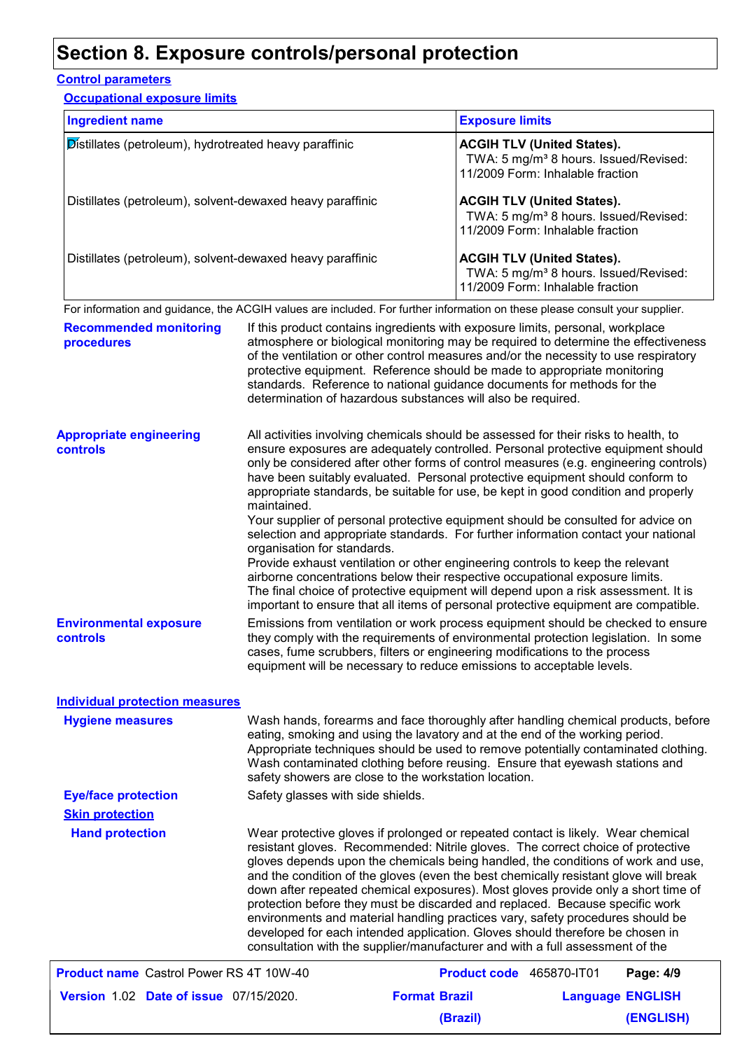# Section 8. Exposure controls/personal protection

## Control parameters

### Occupational exposure limits

| Ingredient name | Exposure limits |
|---|---|
| Distillates (petroleum), hydrotreated heavy paraffinic | **ACGIH TLV (United States).** TWA: 5 mg/m³ 8 hours. Issued/Revised: 11/2009 Form: Inhalable fraction |
| Distillates (petroleum), solvent-dewaxed heavy paraffinic | **ACGIH TLV (United States).** TWA: 5 mg/m³ 8 hours. Issued/Revised: 11/2009 Form: Inhalable fraction |
| Distillates (petroleum), solvent-dewaxed heavy paraffinic | **ACGIH TLV (United States).** TWA: 5 mg/m³ 8 hours. Issued/Revised: 11/2009 Form: Inhalable fraction |

For information and guidance, the ACGIH values are included. For further information on these please consult your supplier.

**Recommended monitoring procedures**

If this product contains ingredients with exposure limits, personal, workplace atmosphere or biological monitoring may be required to determine the effectiveness of the ventilation or other control measures and/or the necessity to use respiratory protective equipment. Reference should be made to appropriate monitoring standards. Reference to national guidance documents for methods for the determination of hazardous substances will also be required.

**Appropriate engineering controls**

All activities involving chemicals should be assessed for their risks to health, to ensure exposures are adequately controlled. Personal protective equipment should only be considered after other forms of control measures (e.g. engineering controls) have been suitably evaluated. Personal protective equipment should conform to appropriate standards, be suitable for use, be kept in good condition and properly maintained.
Your supplier of personal protective equipment should be consulted for advice on selection and appropriate standards. For further information contact your national organisation for standards.
Provide exhaust ventilation or other engineering controls to keep the relevant airborne concentrations below their respective occupational exposure limits.
The final choice of protective equipment will depend upon a risk assessment. It is important to ensure that all items of personal protective equipment are compatible.

**Environmental exposure controls**

Emissions from ventilation or work process equipment should be checked to ensure they comply with the requirements of environmental protection legislation. In some cases, fume scrubbers, filters or engineering modifications to the process equipment will be necessary to reduce emissions to acceptable levels.

## Individual protection measures

**Hygiene measures**

Wash hands, forearms and face thoroughly after handling chemical products, before eating, smoking and using the lavatory and at the end of the working period. Appropriate techniques should be used to remove potentially contaminated clothing. Wash contaminated clothing before reusing. Ensure that eyewash stations and safety showers are close to the workstation location.

**Eye/face protection**

Safety glasses with side shields.

### Skin protection

**Hand protection**

Wear protective gloves if prolonged or repeated contact is likely. Wear chemical resistant gloves. Recommended: Nitrile gloves. The correct choice of protective gloves depends upon the chemicals being handled, the conditions of work and use, and the condition of the gloves (even the best chemically resistant glove will break down after repeated chemical exposures). Most gloves provide only a short time of protection before they must be discarded and replaced. Because specific work environments and material handling practices vary, safety procedures should be developed for each intended application. Gloves should therefore be chosen in consultation with the supplier/manufacturer and with a full assessment of the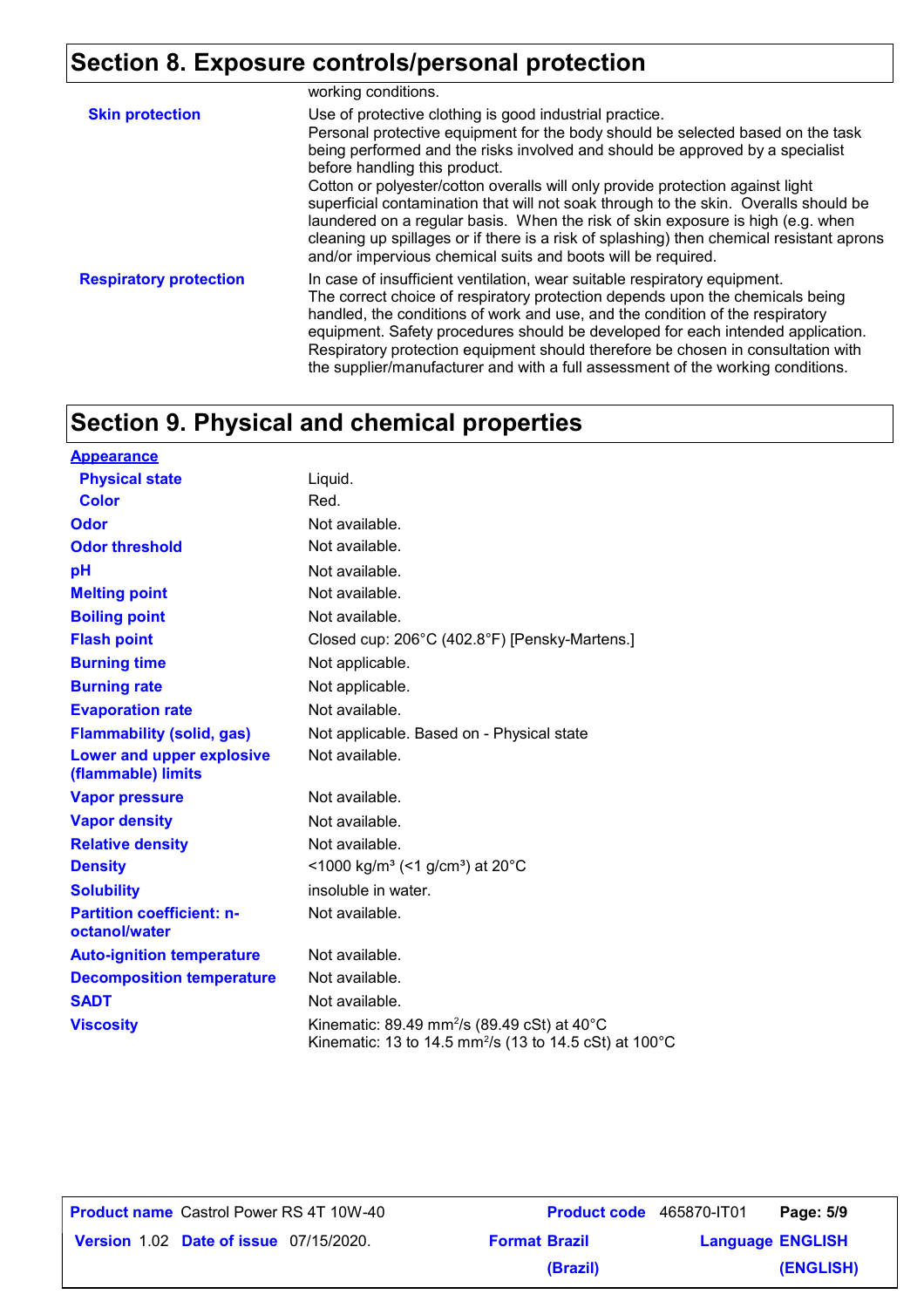## Section 8. Exposure controls/personal protection

working conditions.

| | |
|---|---|
| **Skin protection** | Use of protective clothing is good industrial practice. Personal protective equipment for the body should be selected based on the task being performed and the risks involved and should be approved by a specialist before handling this product. Cotton or polyester/cotton overalls will only provide protection against light superficial contamination that will not soak through to the skin. Overalls should be laundered on a regular basis. When the risk of skin exposure is high (e.g. when cleaning up spillages or if there is a risk of splashing) then chemical resistant aprons and/or impervious chemical suits and boots will be required. |
| **Respiratory protection** | In case of insufficient ventilation, wear suitable respiratory equipment. The correct choice of respiratory protection depends upon the chemicals being handled, the conditions of work and use, and the condition of the respiratory equipment. Safety procedures should be developed for each intended application. Respiratory protection equipment should therefore be chosen in consultation with the supplier/manufacturer and with a full assessment of the working conditions. |

## Section 9. Physical and chemical properties

| | |
|---|---|
| **Appearance** | |
| **Physical state** | Liquid. |
| **Color** | Red. |
| **Odor** | Not available. |
| **Odor threshold** | Not available. |
| **pH** | Not available. |
| **Melting point** | Not available. |
| **Boiling point** | Not available. |
| **Flash point** | Closed cup: 206°C (402.8°F) [Pensky-Martens.] |
| **Burning time** | Not applicable. |
| **Burning rate** | Not applicable. |
| **Evaporation rate** | Not available. |
| **Flammability (solid, gas)** | Not applicable. Based on - Physical state |
| **Lower and upper explosive (flammable) limits** | Not available. |
| **Vapor pressure** | Not available. |
| **Vapor density** | Not available. |
| **Relative density** | Not available. |
| **Density** | <1000 kg/m³ (<1 g/cm³) at 20°C |
| **Solubility** | insoluble in water. |
| **Partition coefficient: n-octanol/water** | Not available. |
| **Auto-ignition temperature** | Not available. |
| **Decomposition temperature** | Not available. |
| **SADT** | Not available. |
| **Viscosity** | Kinematic: 89.49 $mm^2/s$ (89.49 cSt) at 40°C<br>Kinematic: 13 to 14.5 $mm^2/s$ (13 to 14.5 cSt) at 100°C |

| | | | |
|---|---|---|---|
| **Product name** Castrol Power RS 4T 10W-40 | | **Product code** 465870-IT01 | |
| **Version** 1.02 | **Date of issue** 07/15/2020. | **Format Brazil (Brazil)** | **Language ENGLISH (ENGLISH)** |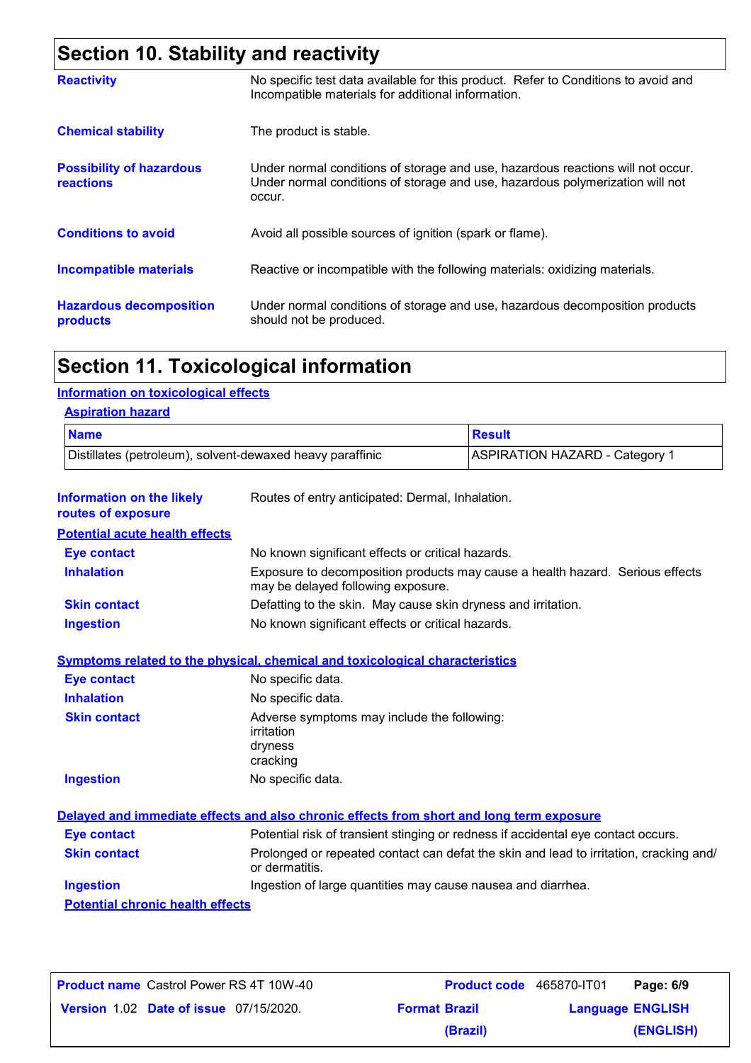## Section 10. Stability and reactivity

| | |
|---|---|
| **Reactivity** | No specific test data available for this product. Refer to Conditions to avoid and Incompatible materials for additional information. |
| **Chemical stability** | The product is stable. |
| **Possibility of hazardous reactions** | Under normal conditions of storage and use, hazardous reactions will not occur. Under normal conditions of storage and use, hazardous polymerization will not occur. |
| **Conditions to avoid** | Avoid all possible sources of ignition (spark or flame). |
| **Incompatible materials** | Reactive or incompatible with the following materials: oxidizing materials. |
| **Hazardous decomposition products** | Under normal conditions of storage and use, hazardous decomposition products should not be produced. |

## Section 11. Toxicological information

### Information on toxicological effects

#### Aspiration hazard

| Name | Result |
|---|---|
| Distillates (petroleum), solvent-dewaxed heavy paraffinic | ASPIRATION HAZARD - Category 1 |

**Information on the likely routes of exposure**: Routes of entry anticipated: Dermal, Inhalation.

#### Potential acute health effects

| | |
|---|---|
| **Eye contact** | No known significant effects or critical hazards. |
| **Inhalation** | Exposure to decomposition products may cause a health hazard. Serious effects may be delayed following exposure. |
| **Skin contact** | Defatting to the skin. May cause skin dryness and irritation. |
| **Ingestion** | No known significant effects or critical hazards. |

#### Symptoms related to the physical, chemical and toxicological characteristics

| | |
|---|---|
| **Eye contact** | No specific data. |
| **Inhalation** | No specific data. |
| **Skin contact** | Adverse symptoms may include the following: irritation dryness cracking |
| **Ingestion** | No specific data. |

#### Delayed and immediate effects and also chronic effects from short and long term exposure

| | |
|---|---|
| **Eye contact** | Potential risk of transient stinging or redness if accidental eye contact occurs. |
| **Skin contact** | Prolonged or repeated contact can defat the skin and lead to irritation, cracking and/or dermatitis. |
| **Ingestion** | Ingestion of large quantities may cause nausea and diarrhea. |

#### Potential chronic health effects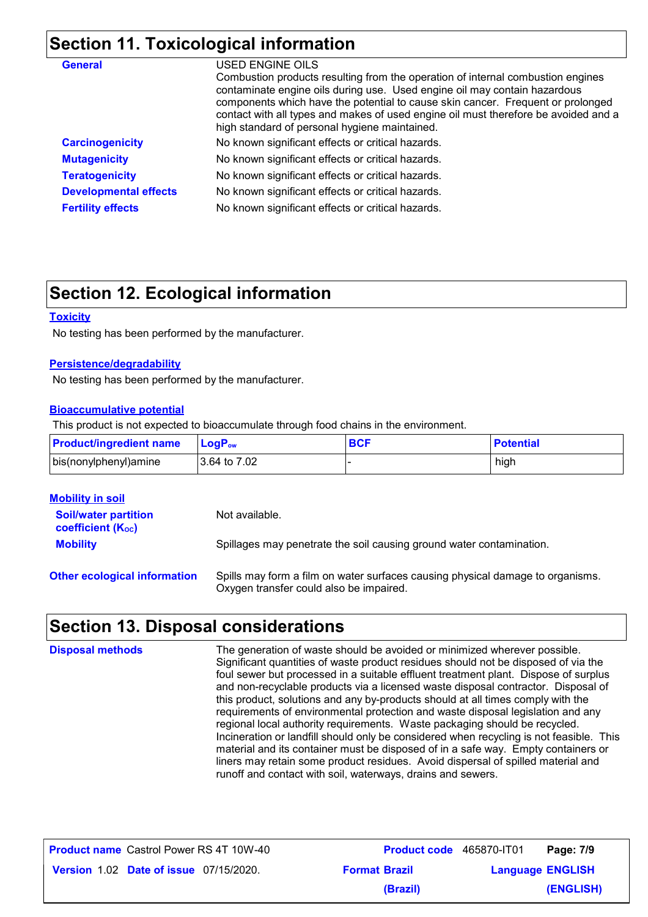## Section 11. Toxicological information

**General**

USED ENGINE OILS
Combustion products resulting from the operation of internal combustion engines contaminate engine oils during use. Used engine oil may contain hazardous components which have the potential to cause skin cancer. Frequent or prolonged contact with all types and makes of used engine oil must therefore be avoided and a high standard of personal hygiene maintained.

**Carcinogenicity** No known significant effects or critical hazards.

**Mutagenicity** No known significant effects or critical hazards.

**Teratogenicity** No known significant effects or critical hazards.

**Developmental effects** No known significant effects or critical hazards.

**Fertility effects** No known significant effects or critical hazards.

## Section 12. Ecological information

**Toxicity**

No testing has been performed by the manufacturer.

**Persistence/degradability**

No testing has been performed by the manufacturer.

**Bioaccumulative potential**

This product is not expected to bioaccumulate through food chains in the environment.

| Product/ingredient name | $LogP_{ow}$ | BCF | Potential |
|---|---|---|---|
| bis(nonylphenyl)amine | 3.64 to 7.02 | - | high |

**Mobility in soil**

**Soil/water partition coefficient ($K_{OC}$)** Not available.

**Mobility** Spillages may penetrate the soil causing ground water contamination.

**Other ecological information** Spills may form a film on water surfaces causing physical damage to organisms. Oxygen transfer could also be impaired.

## Section 13. Disposal considerations

**Disposal methods**

The generation of waste should be avoided or minimized wherever possible. Significant quantities of waste product residues should not be disposed of via the foul sewer but processed in a suitable effluent treatment plant. Dispose of surplus and non-recyclable products via a licensed waste disposal contractor. Disposal of this product, solutions and any by-products should at all times comply with the requirements of environmental protection and waste disposal legislation and any regional local authority requirements. Waste packaging should be recycled. Incineration or landfill should only be considered when recycling is not feasible. This material and its container must be disposed of in a safe way. Empty containers or liners may retain some product residues. Avoid dispersal of spilled material and runoff and contact with soil, waterways, drains and sewers.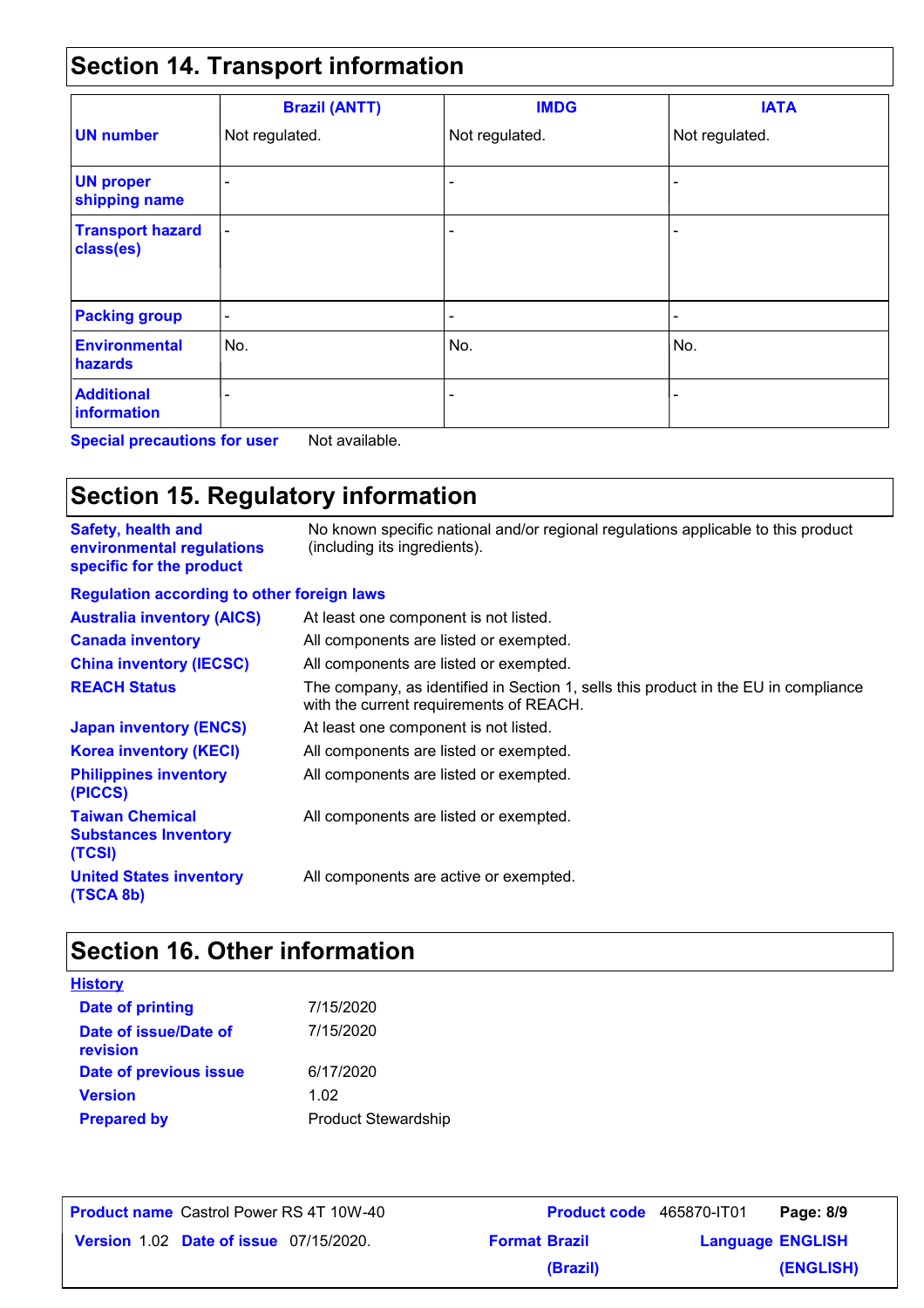## Section 14. Transport information

| | Brazil (ANTT) | IMDG | IATA |
|---|---|---|---|
| **UN number** | Not regulated. | Not regulated. | Not regulated. |
| **UN proper shipping name** | - | - | - |
| **Transport hazard class(es)** | - | - | - |
| **Packing group** | - | - | - |
| **Environmental hazards** | No. | No. | No. |
| **Additional information** | - | - | - |

**Special precautions for user** Not available.

## Section 15. Regulatory information

**Safety, health and environmental regulations specific for the product** No known specific national and/or regional regulations applicable to this product (including its ingredients).

**Regulation according to other foreign laws**

**Australia inventory (AICS)** At least one component is not listed.

**Canada inventory** All components are listed or exempted.

**China inventory (IECSC)** All components are listed or exempted.

**REACH Status** The company, as identified in Section 1, sells this product in the EU in compliance with the current requirements of REACH.

**Japan inventory (ENCS)** At least one component is not listed.

**Korea inventory (KECI)** All components are listed or exempted.

**Philippines inventory (PICCS)** All components are listed or exempted.

**Taiwan Chemical Substances Inventory (TCSI)** All components are listed or exempted.

**United States inventory (TSCA 8b)** All components are active or exempted.

## Section 16. Other information

**History**

**Date of printing** 7/15/2020

**Date of issue/Date of revision** 7/15/2020

**Date of previous issue** 6/17/2020

**Version** 1.02

**Prepared by** Product Stewardship

**Product name** Castrol Power RS 4T 10W-40 **Product code** 465870-IT01

**Version** 1.02 **Date of issue** 07/15/2020. **Format** Brazil (Brazil) **Language** ENGLISH (ENGLISH)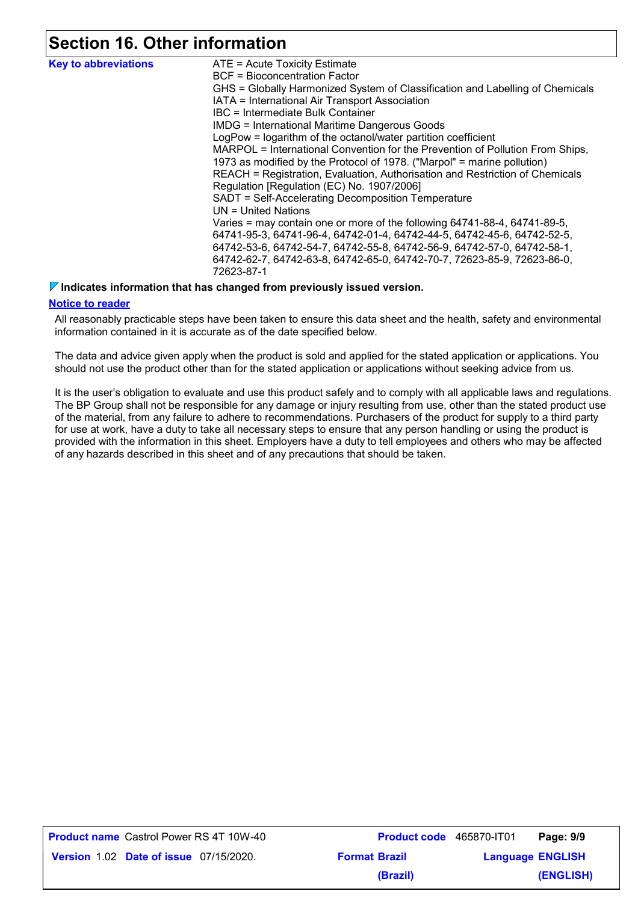# Section 16. Other information

| | |
|---|---|
| **Key to abbreviations** | ATE = Acute Toxicity Estimate<br>BCF = Bioconcentration Factor<br>GHS = Globally Harmonized System of Classification and Labelling of Chemicals<br>IATA = International Air Transport Association<br>IBC = Intermediate Bulk Container<br>IMDG = International Maritime Dangerous Goods<br>LogPow = logarithm of the octanol/water partition coefficient<br>MARPOL = International Convention for the Prevention of Pollution From Ships, 1973 as modified by the Protocol of 1978. ("Marpol" = marine pollution)<br>REACH = Registration, Evaluation, Authorisation and Restriction of Chemicals Regulation [Regulation (EC) No. 1907/2006]<br>SADT = Self-Accelerating Decomposition Temperature<br>UN = United Nations<br>Varies = may contain one or more of the following 64741-88-4, 64741-89-5, 64741-95-3, 64741-96-4, 64742-01-4, 64742-44-5, 64742-45-6, 64742-52-5, 64742-53-6, 64742-54-7, 64742-55-8, 64742-56-9, 64742-57-0, 64742-58-1, 64742-62-7, 64742-63-8, 64742-65-0, 64742-70-7, 72623-85-9, 72623-86-0, 72623-87-1 |

**Indicates information that has changed from previously issued version.**

**Notice to reader**

All reasonably practicable steps have been taken to ensure this data sheet and the health, safety and environmental information contained in it is accurate as of the date specified below.

The data and advice given apply when the product is sold and applied for the stated application or applications. You should not use the product other than for the stated application or applications without seeking advice from us.

It is the user's obligation to evaluate and use this product safely and to comply with all applicable laws and regulations. The BP Group shall not be responsible for any damage or injury resulting from use, other than the stated product use of the material, from any failure to adhere to recommendations. Purchasers of the product for supply to a third party for use at work, have a duty to take all necessary steps to ensure that any person handling or using the product is provided with the information in this sheet. Employers have a duty to tell employees and others who may be affected of any hazards described in this sheet and of any precautions that should be taken.